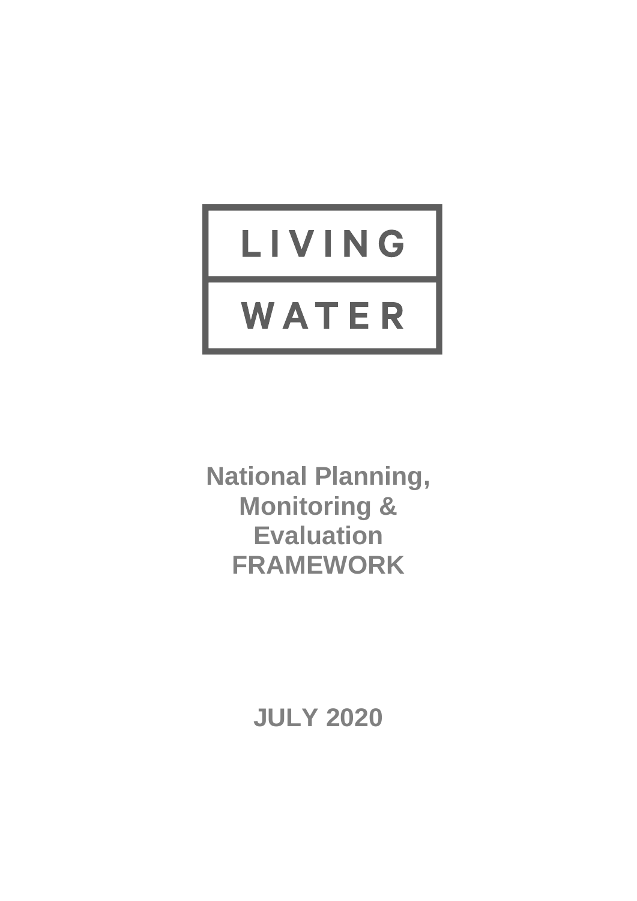LIVING

WATER

# National Planning, Monitoring & Evaluation FRAMEWORK

**JULY 2020**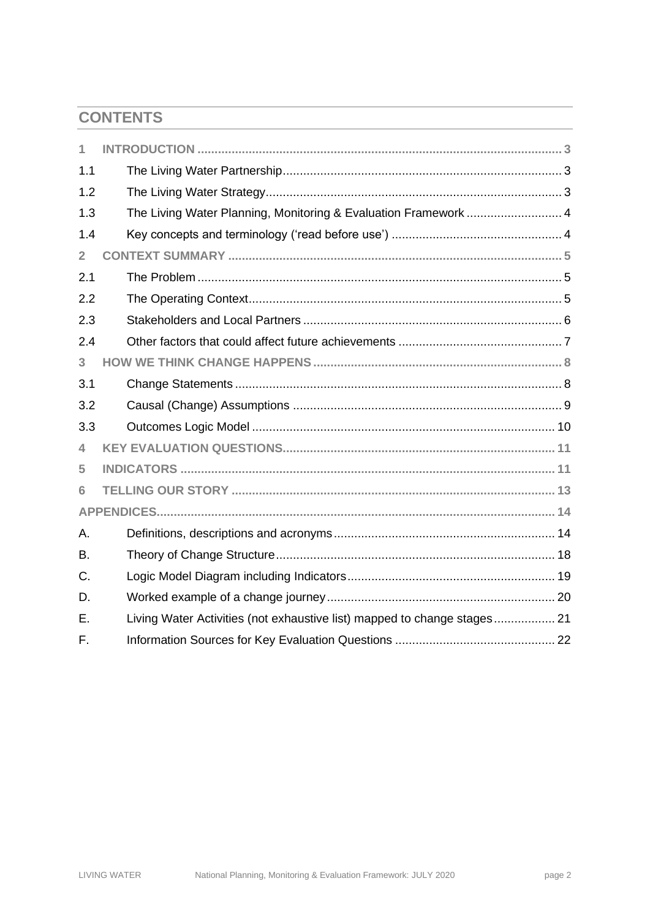## CONTENTS

| | | |
|---|---|---|
| **1** | **INTRODUCTION** | **3** |
| 1.1 | The Living Water Partnership | 3 |
| 1.2 | The Living Water Strategy | 3 |
| 1.3 | The Living Water Planning, Monitoring & Evaluation Framework | 4 |
| 1.4 | Key concepts and terminology ('read before use') | 4 |
| **2** | **CONTEXT SUMMARY** | **5** |
| 2.1 | The Problem | 5 |
| 2.2 | The Operating Context | 5 |
| 2.3 | Stakeholders and Local Partners | 6 |
| 2.4 | Other factors that could affect future achievements | 7 |
| **3** | **HOW WE THINK CHANGE HAPPENS** | **8** |
| 3.1 | Change Statements | 8 |
| 3.2 | Causal (Change) Assumptions | 9 |
| 3.3 | Outcomes Logic Model | 10 |
| **4** | **KEY EVALUATION QUESTIONS** | **11** |
| **5** | **INDICATORS** | **11** |
| **6** | **TELLING OUR STORY** | **13** |
| | **APPENDICES** | **14** |
| A. | Definitions, descriptions and acronyms | 14 |
| B. | Theory of Change Structure | 18 |
| C. | Logic Model Diagram including Indicators | 19 |
| D. | Worked example of a change journey | 20 |
| E. | Living Water Activities (not exhaustive list) mapped to change stages | 21 |
| F. | Information Sources for Key Evaluation Questions | 22 |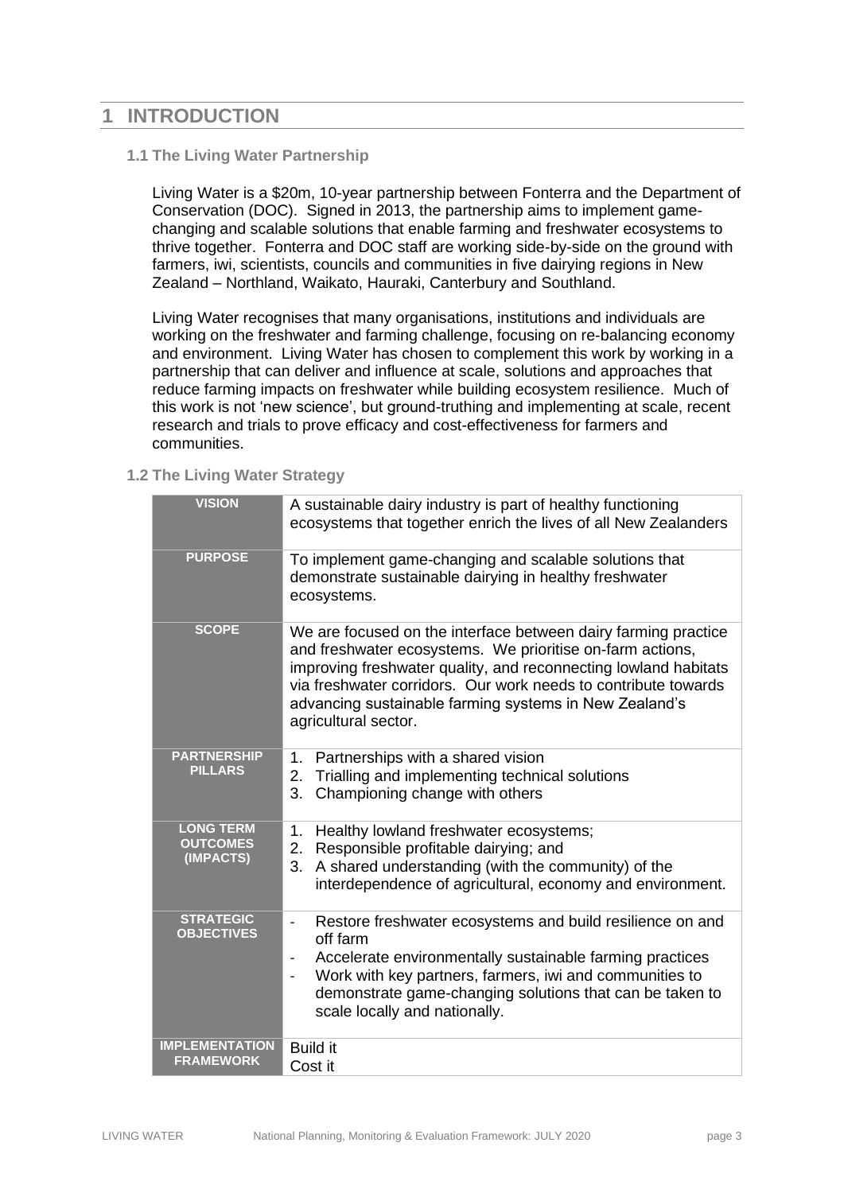# 1 INTRODUCTION

## 1.1 The Living Water Partnership

Living Water is a $20m, 10-year partnership between Fonterra and the Department of Conservation (DOC). Signed in 2013, the partnership aims to implement game-changing and scalable solutions that enable farming and freshwater ecosystems to thrive together. Fonterra and DOC staff are working side-by-side on the ground with farmers, iwi, scientists, councils and communities in five dairying regions in New Zealand – Northland, Waikato, Hauraki, Canterbury and Southland.

Living Water recognises that many organisations, institutions and individuals are working on the freshwater and farming challenge, focusing on re-balancing economy and environment. Living Water has chosen to complement this work by working in a partnership that can deliver and influence at scale, solutions and approaches that reduce farming impacts on freshwater while building ecosystem resilience. Much of this work is not 'new science', but ground-truthing and implementing at scale, recent research and trials to prove efficacy and cost-effectiveness for farmers and communities.

## 1.2 The Living Water Strategy

| | |
|---|---|
| **VISION** | A sustainable dairy industry is part of healthy functioning ecosystems that together enrich the lives of all New Zealanders |
| **PURPOSE** | To implement game-changing and scalable solutions that demonstrate sustainable dairying in healthy freshwater ecosystems. |
| **SCOPE** | We are focused on the interface between dairy farming practice and freshwater ecosystems. We prioritise on-farm actions, improving freshwater quality, and reconnecting lowland habitats via freshwater corridors. Our work needs to contribute towards advancing sustainable farming systems in New Zealand's agricultural sector. |
| **PARTNERSHIP PILLARS** | 1. Partnerships with a shared vision<br>2. Trialling and implementing technical solutions<br>3. Championing change with others |
| **LONG TERM OUTCOMES (IMPACTS)** | 1. Healthy lowland freshwater ecosystems;<br>2. Responsible profitable dairying; and<br>3. A shared understanding (with the community) of the interdependence of agricultural, economy and environment. |
| **STRATEGIC OBJECTIVES** | - Restore freshwater ecosystems and build resilience on and off farm<br>- Accelerate environmentally sustainable farming practices<br>- Work with key partners, farmers, iwi and communities to demonstrate game-changing solutions that can be taken to scale locally and nationally. |
| **IMPLEMENTATION FRAMEWORK** | Build it<br>Cost it |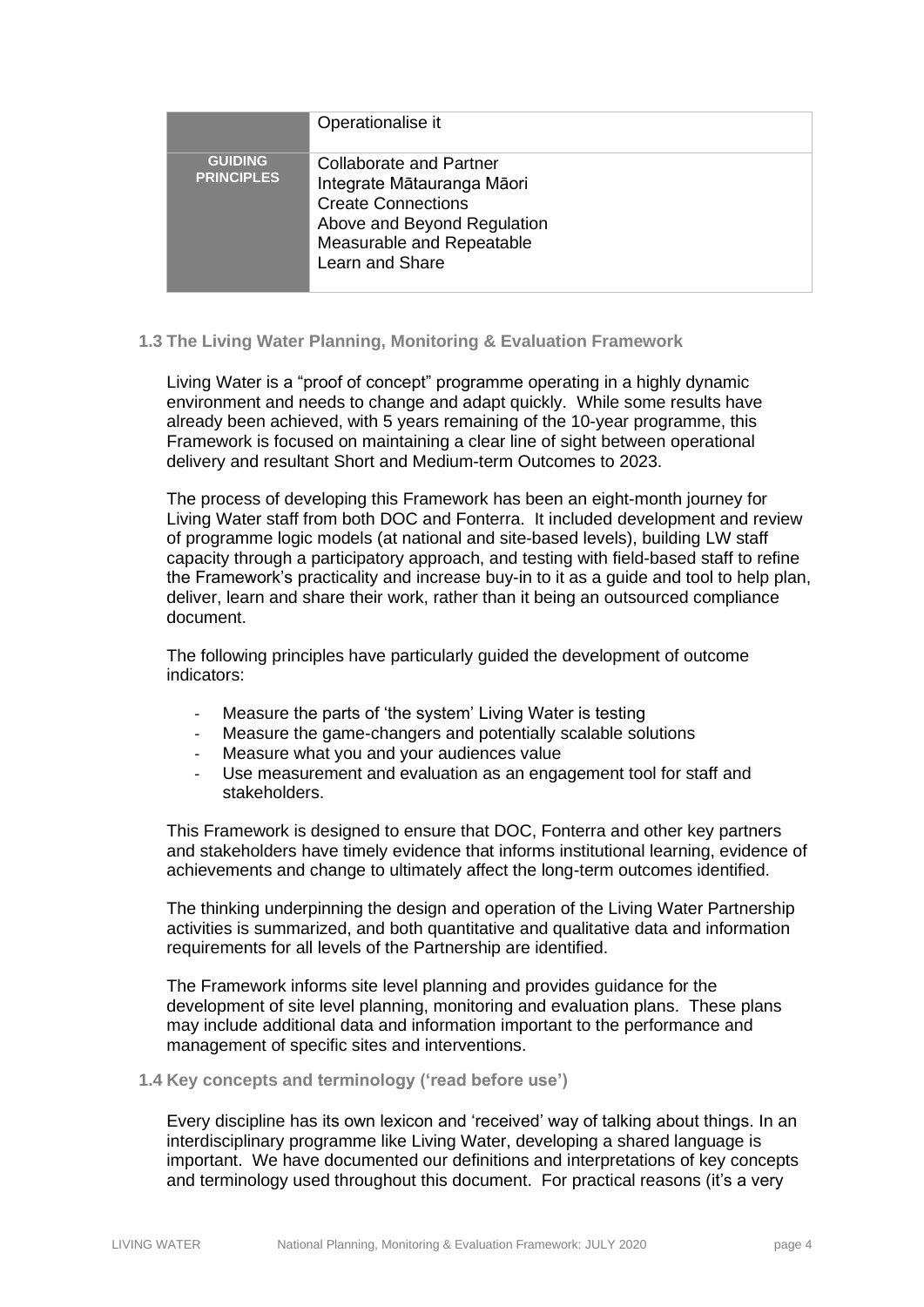| | Operationalise it |
|---|---|
| **GUIDING PRINCIPLES** | Collaborate and Partner<br>Integrate Mātauranga Māori<br>Create Connections<br>Above and Beyond Regulation<br>Measurable and Repeatable<br>Learn and Share |

### 1.3 The Living Water Planning, Monitoring & Evaluation Framework

Living Water is a "proof of concept" programme operating in a highly dynamic environment and needs to change and adapt quickly. While some results have already been achieved, with 5 years remaining of the 10-year programme, this Framework is focused on maintaining a clear line of sight between operational delivery and resultant Short and Medium-term Outcomes to 2023.

The process of developing this Framework has been an eight-month journey for Living Water staff from both DOC and Fonterra. It included development and review of programme logic models (at national and site-based levels), building LW staff capacity through a participatory approach, and testing with field-based staff to refine the Framework's practicality and increase buy-in to it as a guide and tool to help plan, deliver, learn and share their work, rather than it being an outsourced compliance document.

The following principles have particularly guided the development of outcome indicators:

- Measure the parts of 'the system' Living Water is testing
- Measure the game-changers and potentially scalable solutions
- Measure what you and your audiences value
- Use measurement and evaluation as an engagement tool for staff and stakeholders.

This Framework is designed to ensure that DOC, Fonterra and other key partners and stakeholders have timely evidence that informs institutional learning, evidence of achievements and change to ultimately affect the long-term outcomes identified.

The thinking underpinning the design and operation of the Living Water Partnership activities is summarized, and both quantitative and qualitative data and information requirements for all levels of the Partnership are identified.

The Framework informs site level planning and provides guidance for the development of site level planning, monitoring and evaluation plans. These plans may include additional data and information important to the performance and management of specific sites and interventions.

### 1.4 Key concepts and terminology ('read before use')

Every discipline has its own lexicon and 'received' way of talking about things. In an interdisciplinary programme like Living Water, developing a shared language is important. We have documented our definitions and interpretations of key concepts and terminology used throughout this document. For practical reasons (it's a very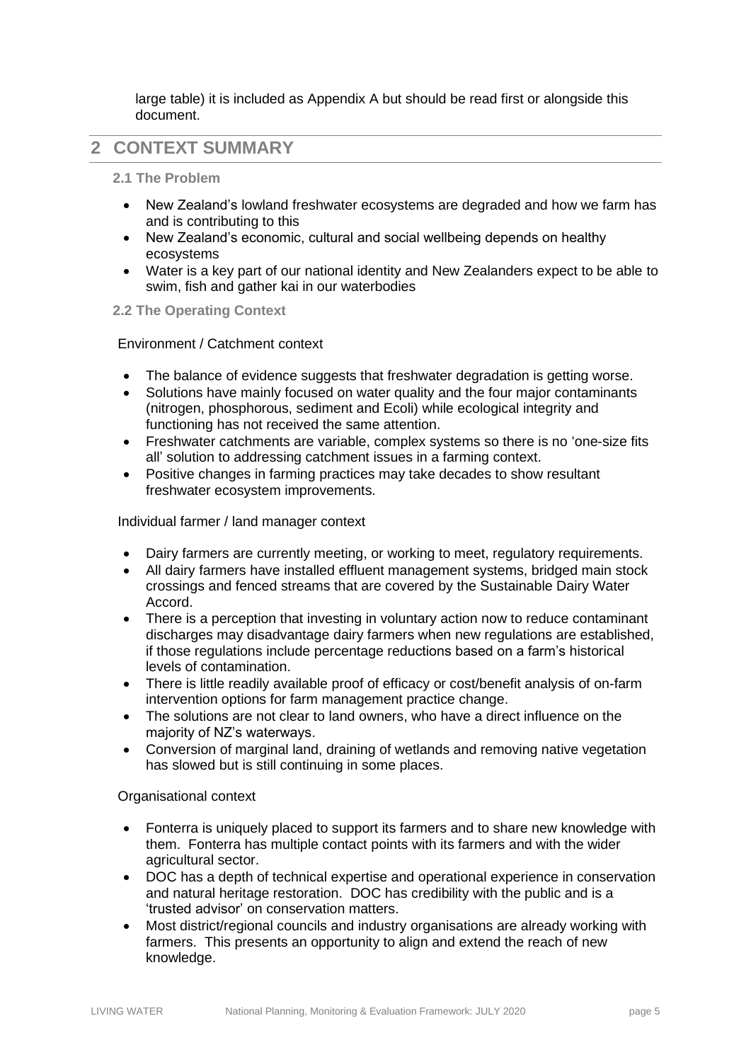large table) it is included as Appendix A but should be read first or alongside this document.

# 2 CONTEXT SUMMARY

## 2.1 The Problem

- New Zealand's lowland freshwater ecosystems are degraded and how we farm has and is contributing to this
- New Zealand's economic, cultural and social wellbeing depends on healthy ecosystems
- Water is a key part of our national identity and New Zealanders expect to be able to swim, fish and gather kai in our waterbodies

## 2.2 The Operating Context

Environment / Catchment context

- The balance of evidence suggests that freshwater degradation is getting worse.
- Solutions have mainly focused on water quality and the four major contaminants (nitrogen, phosphorous, sediment and Ecoli) while ecological integrity and functioning has not received the same attention.
- Freshwater catchments are variable, complex systems so there is no 'one-size fits all' solution to addressing catchment issues in a farming context.
- Positive changes in farming practices may take decades to show resultant freshwater ecosystem improvements.

Individual farmer / land manager context

- Dairy farmers are currently meeting, or working to meet, regulatory requirements.
- All dairy farmers have installed effluent management systems, bridged main stock crossings and fenced streams that are covered by the Sustainable Dairy Water Accord.
- There is a perception that investing in voluntary action now to reduce contaminant discharges may disadvantage dairy farmers when new regulations are established, if those regulations include percentage reductions based on a farm's historical levels of contamination.
- There is little readily available proof of efficacy or cost/benefit analysis of on-farm intervention options for farm management practice change.
- The solutions are not clear to land owners, who have a direct influence on the majority of NZ's waterways.
- Conversion of marginal land, draining of wetlands and removing native vegetation has slowed but is still continuing in some places.

Organisational context

- Fonterra is uniquely placed to support its farmers and to share new knowledge with them. Fonterra has multiple contact points with its farmers and with the wider agricultural sector.
- DOC has a depth of technical expertise and operational experience in conservation and natural heritage restoration. DOC has credibility with the public and is a 'trusted advisor' on conservation matters.
- Most district/regional councils and industry organisations are already working with farmers. This presents an opportunity to align and extend the reach of new knowledge.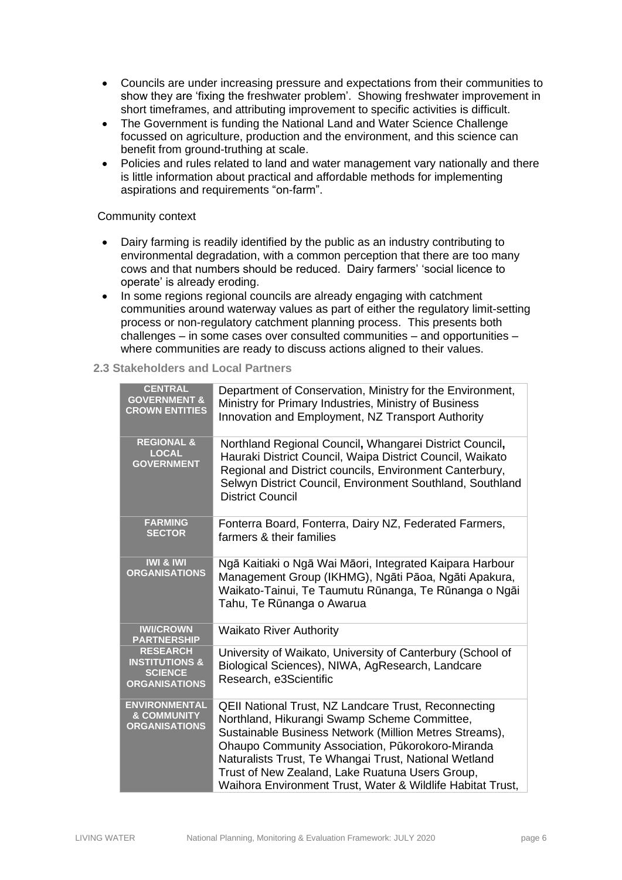- Councils are under increasing pressure and expectations from their communities to show they are 'fixing the freshwater problem'. Showing freshwater improvement in short timeframes, and attributing improvement to specific activities is difficult.
- The Government is funding the National Land and Water Science Challenge focussed on agriculture, production and the environment, and this science can benefit from ground-truthing at scale.
- Policies and rules related to land and water management vary nationally and there is little information about practical and affordable methods for implementing aspirations and requirements "on-farm".

Community context

- Dairy farming is readily identified by the public as an industry contributing to environmental degradation, with a common perception that there are too many cows and that numbers should be reduced. Dairy farmers' 'social licence to operate' is already eroding.
- In some regions regional councils are already engaging with catchment communities around waterway values as part of either the regulatory limit-setting process or non-regulatory catchment planning process. This presents both challenges – in some cases over consulted communities – and opportunities – where communities are ready to discuss actions aligned to their values.

### 2.3 Stakeholders and Local Partners

| | |
|---|---|
| **CENTRAL GOVERNMENT & CROWN ENTITIES** | Department of Conservation, Ministry for the Environment, Ministry for Primary Industries, Ministry of Business Innovation and Employment, NZ Transport Authority |
| **REGIONAL & LOCAL GOVERNMENT** | Northland Regional Council**,** Whangarei District Council**,** Hauraki District Council, Waipa District Council, Waikato Regional and District councils, Environment Canterbury, Selwyn District Council, Environment Southland, Southland District Council |
| **FARMING SECTOR** | Fonterra Board, Fonterra, Dairy NZ, Federated Farmers, farmers & their families |
| **IWI & IWI ORGANISATIONS** | Ngā Kaitiaki o Ngā Wai Māori, Integrated Kaipara Harbour Management Group (IKHMG), Ngāti Pāoa, Ngāti Apakura, Waikato-Tainui, Te Taumutu Rūnanga, Te Rūnanga o Ngāi Tahu, Te Rūnanga o Awarua |
| **IWI/CROWN PARTNERSHIP** | Waikato River Authority |
| **RESEARCH INSTITUTIONS & SCIENCE ORGANISATIONS** | University of Waikato, University of Canterbury (School of Biological Sciences), NIWA, AgResearch, Landcare Research, e3Scientific |
| **ENVIRONMENTAL & COMMUNITY ORGANISATIONS** | QEII National Trust, NZ Landcare Trust, Reconnecting Northland, Hikurangi Swamp Scheme Committee, Sustainable Business Network (Million Metres Streams), Ohaupo Community Association, Pūkorokoro-Miranda Naturalists Trust, Te Whangai Trust, National Wetland Trust of New Zealand, Lake Ruatuna Users Group, Waihora Environment Trust, Water & Wildlife Habitat Trust, |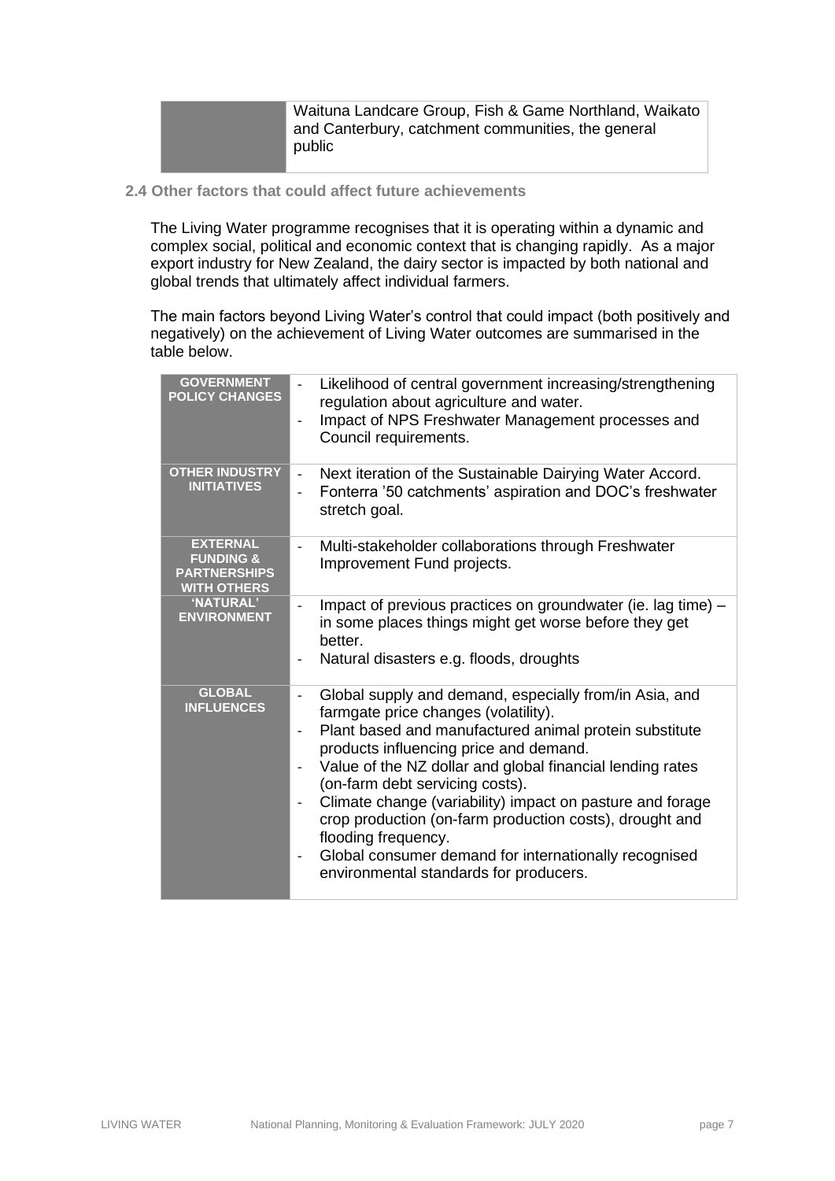| | Waituna Landcare Group, Fish & Game Northland, Waikato and Canterbury, catchment communities, the general public |
|---|---|

### 2.4 Other factors that could affect future achievements

The Living Water programme recognises that it is operating within a dynamic and complex social, political and economic context that is changing rapidly. As a major export industry for New Zealand, the dairy sector is impacted by both national and global trends that ultimately affect individual farmers.

The main factors beyond Living Water's control that could impact (both positively and negatively) on the achievement of Living Water outcomes are summarised in the table below.

| | |
|---|---|
| **GOVERNMENT POLICY CHANGES** | - Likelihood of central government increasing/strengthening regulation about agriculture and water.<br>- Impact of NPS Freshwater Management processes and Council requirements. |
| **OTHER INDUSTRY INITIATIVES** | - Next iteration of the Sustainable Dairying Water Accord.<br>- Fonterra '50 catchments' aspiration and DOC's freshwater stretch goal. |
| **EXTERNAL FUNDING & PARTNERSHIPS WITH OTHERS** | - Multi-stakeholder collaborations through Freshwater Improvement Fund projects. |
| **'NATURAL' ENVIRONMENT** | - Impact of previous practices on groundwater (ie. lag time) – in some places things might get worse before they get better.<br>- Natural disasters e.g. floods, droughts |
| **GLOBAL INFLUENCES** | - Global supply and demand, especially from/in Asia, and farmgate price changes (volatility).<br>- Plant based and manufactured animal protein substitute products influencing price and demand.<br>- Value of the NZ dollar and global financial lending rates (on-farm debt servicing costs).<br>- Climate change (variability) impact on pasture and forage crop production (on-farm production costs), drought and flooding frequency.<br>- Global consumer demand for internationally recognised environmental standards for producers. |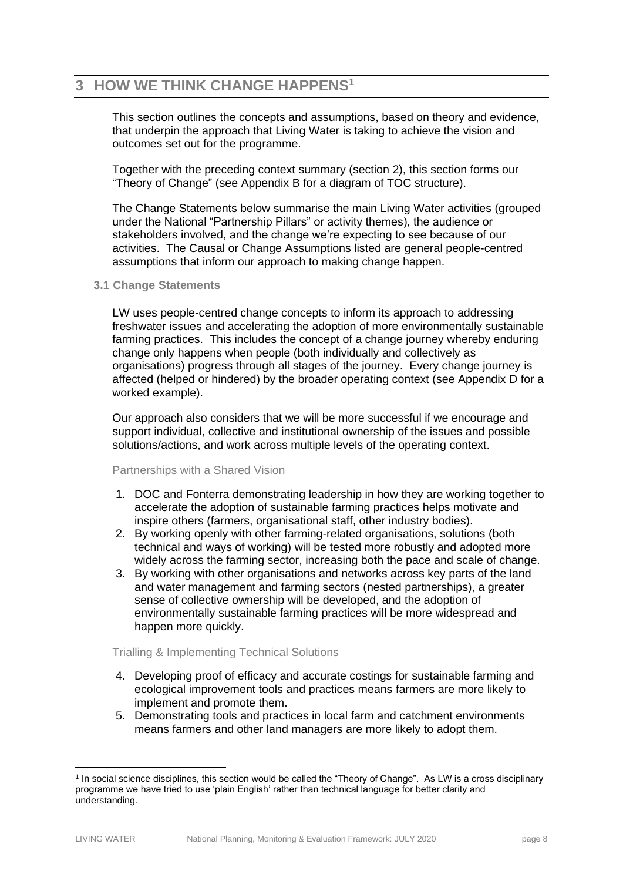# 3 HOW WE THINK CHANGE HAPPENS[1]

This section outlines the concepts and assumptions, based on theory and evidence, that underpin the approach that Living Water is taking to achieve the vision and outcomes set out for the programme.

Together with the preceding context summary (section 2), this section forms our "Theory of Change" (see Appendix B for a diagram of TOC structure).

The Change Statements below summarise the main Living Water activities (grouped under the National "Partnership Pillars" or activity themes), the audience or stakeholders involved, and the change we're expecting to see because of our activities. The Causal or Change Assumptions listed are general people-centred assumptions that inform our approach to making change happen.

## 3.1 Change Statements

LW uses people-centred change concepts to inform its approach to addressing freshwater issues and accelerating the adoption of more environmentally sustainable farming practices. This includes the concept of a change journey whereby enduring change only happens when people (both individually and collectively as organisations) progress through all stages of the journey. Every change journey is affected (helped or hindered) by the broader operating context (see Appendix D for a worked example).

Our approach also considers that we will be more successful if we encourage and support individual, collective and institutional ownership of the issues and possible solutions/actions, and work across multiple levels of the operating context.

### Partnerships with a Shared Vision

1. DOC and Fonterra demonstrating leadership in how they are working together to accelerate the adoption of sustainable farming practices helps motivate and inspire others (farmers, organisational staff, other industry bodies).
2. By working openly with other farming-related organisations, solutions (both technical and ways of working) will be tested more robustly and adopted more widely across the farming sector, increasing both the pace and scale of change.
3. By working with other organisations and networks across key parts of the land and water management and farming sectors (nested partnerships), a greater sense of collective ownership will be developed, and the adoption of environmentally sustainable farming practices will be more widespread and happen more quickly.

### Trialling & Implementing Technical Solutions

4. Developing proof of efficacy and accurate costings for sustainable farming and ecological improvement tools and practices means farmers are more likely to implement and promote them.
5. Demonstrating tools and practices in local farm and catchment environments means farmers and other land managers are more likely to adopt them.

---

[1] In social science disciplines, this section would be called the "Theory of Change". As LW is a cross disciplinary programme we have tried to use 'plain English' rather than technical language for better clarity and understanding.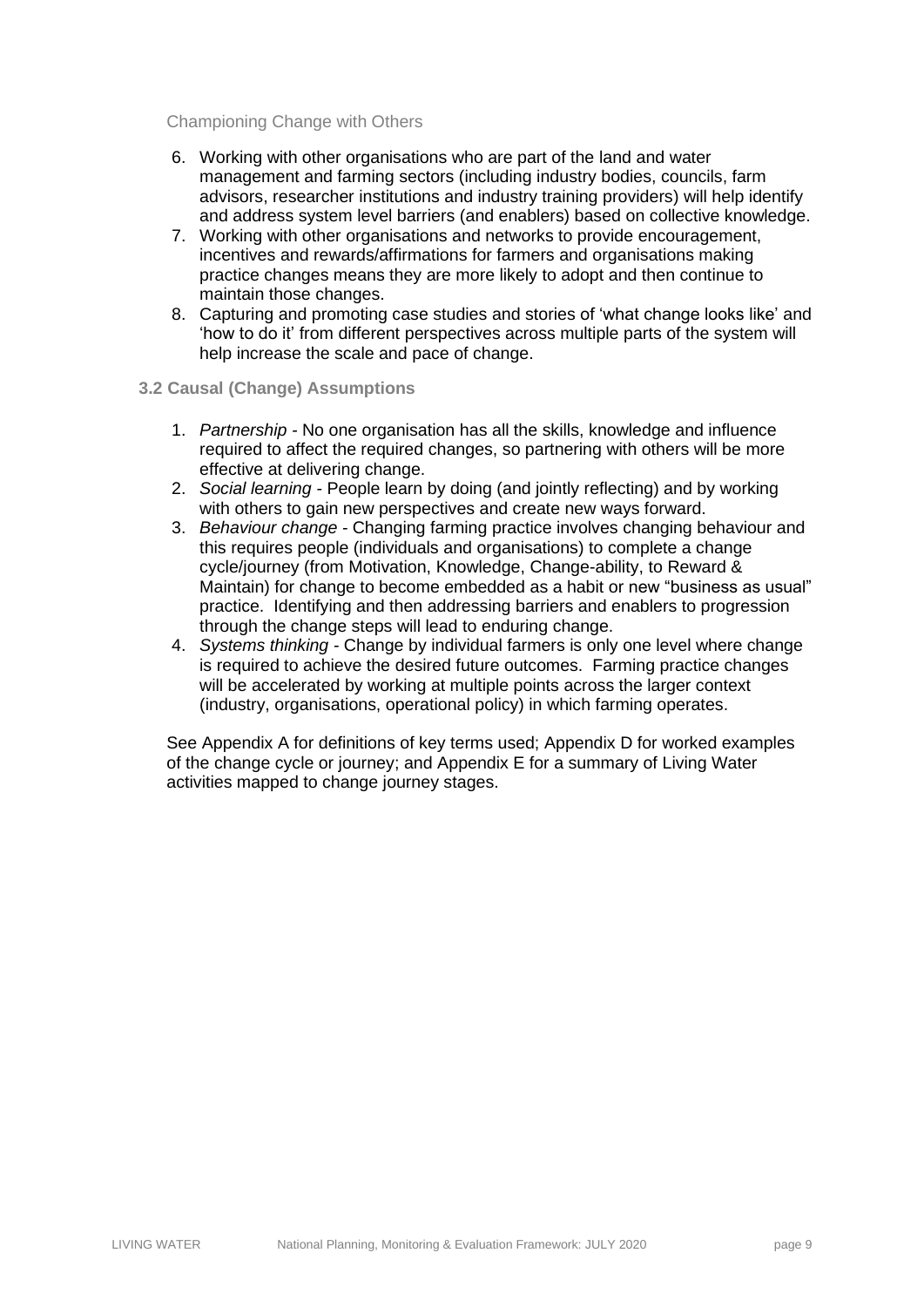#### Championing Change with Others

6. Working with other organisations who are part of the land and water management and farming sectors (including industry bodies, councils, farm advisors, researcher institutions and industry training providers) will help identify and address system level barriers (and enablers) based on collective knowledge.
7. Working with other organisations and networks to provide encouragement, incentives and rewards/affirmations for farmers and organisations making practice changes means they are more likely to adopt and then continue to maintain those changes.
8. Capturing and promoting case studies and stories of 'what change looks like' and 'how to do it' from different perspectives across multiple parts of the system will help increase the scale and pace of change.

### 3.2 Causal (Change) Assumptions

1. *Partnership* - No one organisation has all the skills, knowledge and influence required to affect the required changes, so partnering with others will be more effective at delivering change.
2. *Social learning* - People learn by doing (and jointly reflecting) and by working with others to gain new perspectives and create new ways forward.
3. *Behaviour change* - Changing farming practice involves changing behaviour and this requires people (individuals and organisations) to complete a change cycle/journey (from Motivation, Knowledge, Change-ability, to Reward & Maintain) for change to become embedded as a habit or new "business as usual" practice. Identifying and then addressing barriers and enablers to progression through the change steps will lead to enduring change.
4. *Systems thinking* - Change by individual farmers is only one level where change is required to achieve the desired future outcomes. Farming practice changes will be accelerated by working at multiple points across the larger context (industry, organisations, operational policy) in which farming operates.

See Appendix A for definitions of key terms used; Appendix D for worked examples of the change cycle or journey; and Appendix E for a summary of Living Water activities mapped to change journey stages.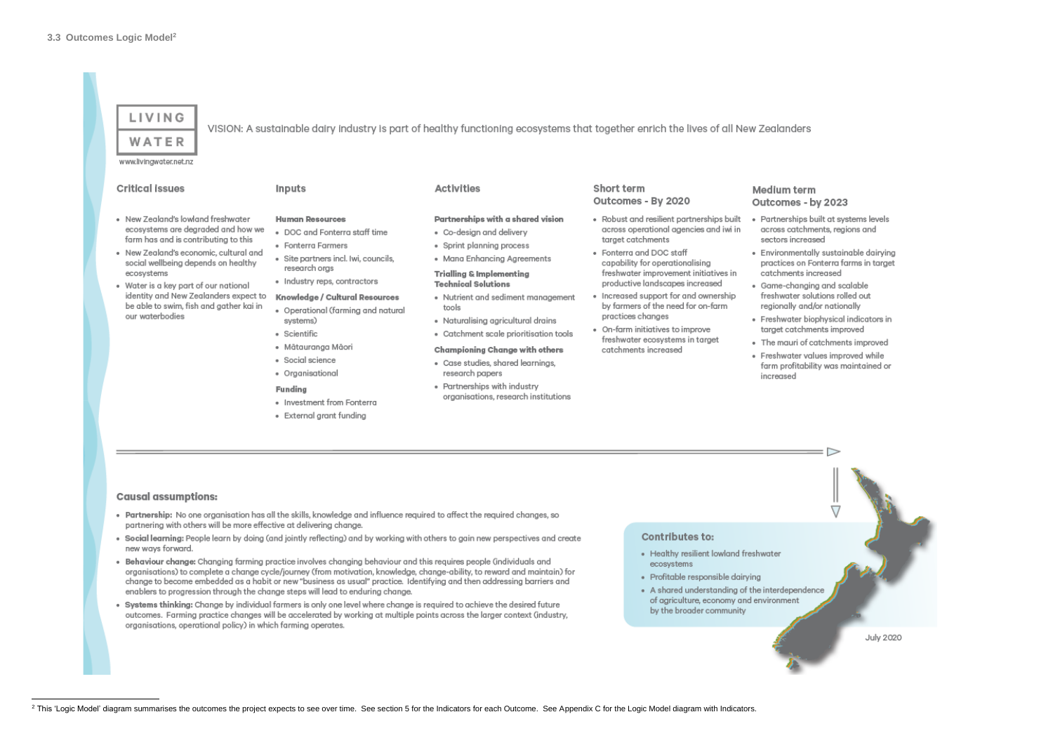### 3.3 Outcomes Logic Model[2]

LIVING WATER

www.livingwater.net.nz

VISION: A sustainable dairy industry is part of healthy functioning ecosystems that together enrich the lives of all New Zealanders

**Critical Issues**

- New Zealand's lowland freshwater ecosystems are degraded and how we farm has and is contributing to this
- New Zealand's economic, cultural and social wellbeing depends on healthy ecosystems
- Water is a key part of our national identity and New Zealanders expect to be able to swim, fish and gather kai in our waterbodies

**Inputs**

**Human Resources**

- DOC and Fonterra staff time
- Fonterra Farmers
- Site partners incl. Iwi, councils, research orgs
- Industry reps, contractors

**Knowledge / Cultural Resources**

- Operational (farming and natural systems)
- Scientific
- Mātauranga Māori
- Social science
- Organisational

**Funding**

- Investment from Fonterra
- External grant funding

**Activities**

**Partnerships with a shared vision**

- Co-design and delivery
- Sprint planning process
- Mana Enhancing Agreements

**Trialling & Implementing Technical Solutions**

- Nutrient and sediment management tools
- Naturalising agricultural drains
- Catchment scale prioritisation tools

**Championing Change with others**

- Case studies, shared learnings, research papers
- Partnerships with industry organisations, research institutions

**Short term Outcomes - By 2020**

- Robust and resilient partnerships built across operational agencies and iwi in target catchments
- Fonterra and DOC staff capability for operationalising freshwater improvement initiatives in productive landscapes increased
- Increased support for and ownership by farmers of the need for on-farm practices changes
- On-farm initiatives to improve freshwater ecosystems in target catchments increased

**Medium term Outcomes - by 2023**

- Partnerships built at systems levels across catchments, regions and sectors increased
- Environmentally sustainable dairying practices on Fonterra farms in target catchments increased
- Game-changing and scalable freshwater solutions rolled out regionally and/or nationally
- Freshwater biophysical indicators in target catchments improved
- The mauri of catchments improved
- Freshwater values improved while farm profitability was maintained or increased

**Causal assumptions:**

- **Partnership:** No one organisation has all the skills, knowledge and influence required to affect the required changes, so partnering with others will be more effective at delivering change.
- **Social learning:** People learn by doing (and jointly reflecting) and by working with others to gain new perspectives and create new ways forward.
- **Behaviour change:** Changing farming practice involves changing behaviour and this requires people (individuals and organisations) to complete a change cycle/journey (from motivation, knowledge, change-ability, to reward and maintain) for change to become embedded as a habit or new "business as usual" practice. Identifying and then addressing barriers and enablers to progression through the change steps will lead to enduring change.
- **Systems thinking:** Change by individual farmers is only one level where change is required to achieve the desired future outcomes. Farming practice changes will be accelerated by working at multiple points across the larger context (industry, organisations, operational policy) in which farming operates.

**Contributes to:**

- Healthy resilient lowland freshwater ecosystems
- Profitable responsible dairying
- A shared understanding of the interdependence of agriculture, economy and environment by the broader community

July 2020

---

[2] This 'Logic Model' diagram summarises the outcomes the project expects to see over time. See section 5 for the Indicators for each Outcome. See Appendix C for the Logic Model diagram with Indicators.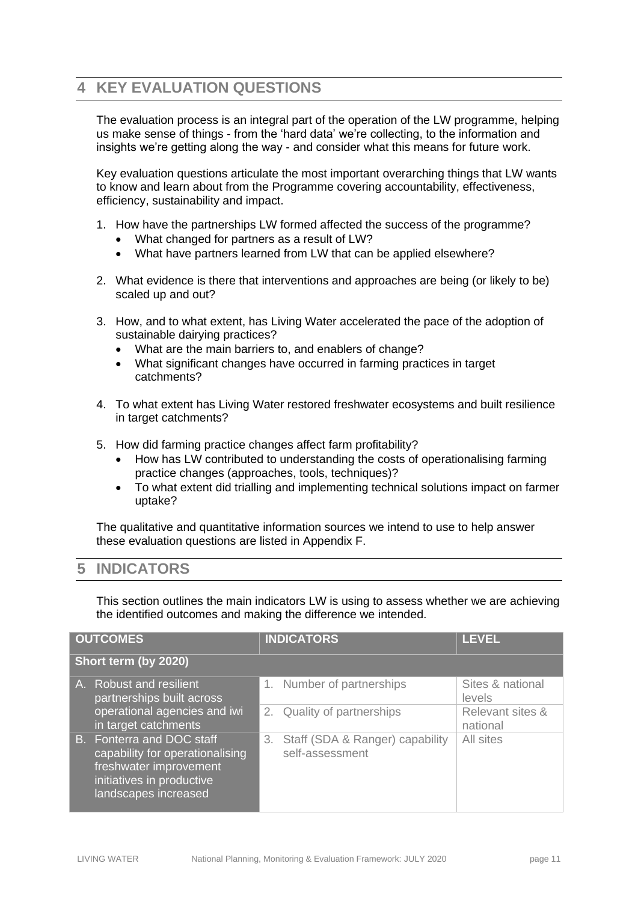## 4 KEY EVALUATION QUESTIONS

The evaluation process is an integral part of the operation of the LW programme, helping us make sense of things - from the 'hard data' we're collecting, to the information and insights we're getting along the way - and consider what this means for future work.

Key evaluation questions articulate the most important overarching things that LW wants to know and learn about from the Programme covering accountability, effectiveness, efficiency, sustainability and impact.

1. How have the partnerships LW formed affected the success of the programme?
   - What changed for partners as a result of LW?
   - What have partners learned from LW that can be applied elsewhere?

2. What evidence is there that interventions and approaches are being (or likely to be) scaled up and out?

3. How, and to what extent, has Living Water accelerated the pace of the adoption of sustainable dairying practices?
   - What are the main barriers to, and enablers of change?
   - What significant changes have occurred in farming practices in target catchments?

4. To what extent has Living Water restored freshwater ecosystems and built resilience in target catchments?

5. How did farming practice changes affect farm profitability?
   - How has LW contributed to understanding the costs of operationalising farming practice changes (approaches, tools, techniques)?
   - To what extent did trialling and implementing technical solutions impact on farmer uptake?

The qualitative and quantitative information sources we intend to use to help answer these evaluation questions are listed in Appendix F.

## 5 INDICATORS

This section outlines the main indicators LW is using to assess whether we are achieving the identified outcomes and making the difference we intended.

| OUTCOMES | INDICATORS | LEVEL |
|---|---|---|
| **Short term (by 2020)** | | |
| A. Robust and resilient partnerships built across operational agencies and iwi in target catchments | 1. Number of partnerships | Sites & national levels |
| | 2. Quality of partnerships | Relevant sites & national |
| B. Fonterra and DOC staff capability for operationalising freshwater improvement initiatives in productive landscapes increased | 3. Staff (SDA & Ranger) capability self-assessment | All sites |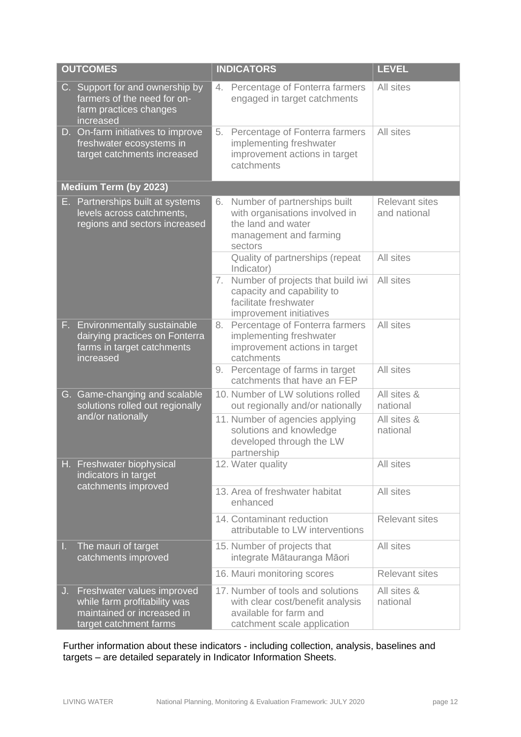| OUTCOMES | INDICATORS | LEVEL |
|---|---|---|
| C. Support for and ownership by farmers of the need for on-farm practices changes increased | 4. Percentage of Fonterra farmers engaged in target catchments | All sites |
| D. On-farm initiatives to improve freshwater ecosystems in target catchments increased | 5. Percentage of Fonterra farmers implementing freshwater improvement actions in target catchments | All sites |
| **Medium Term (by 2023)** | | |
| E. Partnerships built at systems levels across catchments, regions and sectors increased | 6. Number of partnerships built with organisations involved in the land and water management and farming sectors | Relevant sites and national |
| | Quality of partnerships (repeat Indicator) | All sites |
| | 7. Number of projects that build iwi capacity and capability to facilitate freshwater improvement initiatives | All sites |
| F. Environmentally sustainable dairying practices on Fonterra farms in target catchments increased | 8. Percentage of Fonterra farmers implementing freshwater improvement actions in target catchments | All sites |
| | 9. Percentage of farms in target catchments that have an FEP | All sites |
| G. Game-changing and scalable solutions rolled out regionally and/or nationally | 10. Number of LW solutions rolled out regionally and/or nationally | All sites & national |
| | 11. Number of agencies applying solutions and knowledge developed through the LW partnership | All sites & national |
| H. Freshwater biophysical indicators in target catchments improved | 12. Water quality | All sites |
| | 13. Area of freshwater habitat enhanced | All sites |
| | 14. Contaminant reduction attributable to LW interventions | Relevant sites |
| I. The mauri of target catchments improved | 15. Number of projects that integrate Mātauranga Māori | All sites |
| | 16. Mauri monitoring scores | Relevant sites |
| J. Freshwater values improved while farm profitability was maintained or increased in target catchment farms | 17. Number of tools and solutions with clear cost/benefit analysis available for farm and catchment scale application | All sites & national |

Further information about these indicators - including collection, analysis, baselines and targets – are detailed separately in Indicator Information Sheets.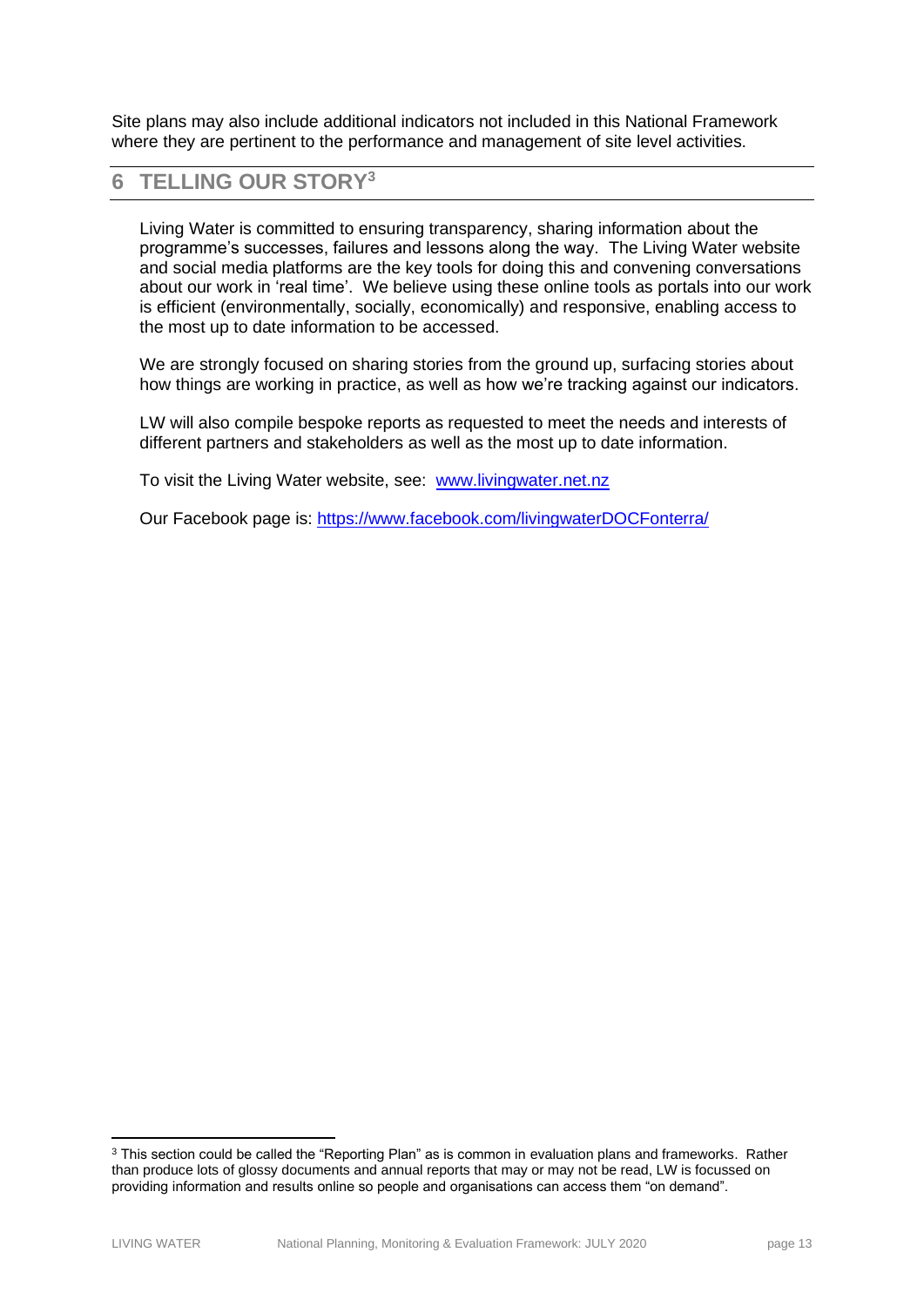Site plans may also include additional indicators not included in this National Framework where they are pertinent to the performance and management of site level activities.

## 6 TELLING OUR STORY[3]

Living Water is committed to ensuring transparency, sharing information about the programme's successes, failures and lessons along the way. The Living Water website and social media platforms are the key tools for doing this and convening conversations about our work in 'real time'. We believe using these online tools as portals into our work is efficient (environmentally, socially, economically) and responsive, enabling access to the most up to date information to be accessed.

We are strongly focused on sharing stories from the ground up, surfacing stories about how things are working in practice, as well as how we're tracking against our indicators.

LW will also compile bespoke reports as requested to meet the needs and interests of different partners and stakeholders as well as the most up to date information.

To visit the Living Water website, see: [www.livingwater.net.nz](http://www.livingwater.net.nz)

Our Facebook page is: [https://www.facebook.com/livingwaterDOCFonterra/](https://www.facebook.com/livingwaterDOCFonterra/)

---

[3] This section could be called the "Reporting Plan" as is common in evaluation plans and frameworks. Rather than produce lots of glossy documents and annual reports that may or may not be read, LW is focussed on providing information and results online so people and organisations can access them "on demand".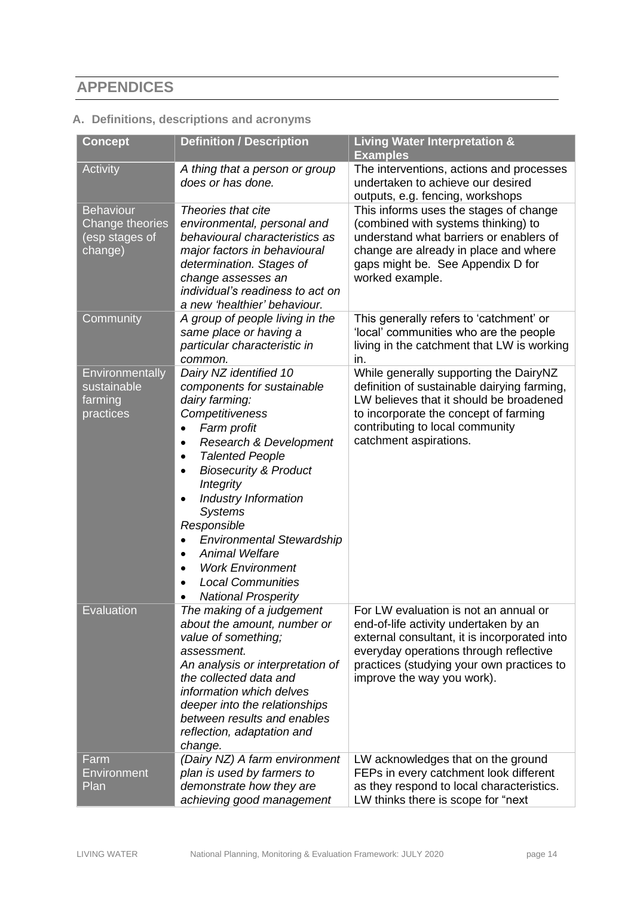## APPENDICES

### A. Definitions, descriptions and acronyms

| Concept | Definition / Description | Living Water Interpretation & Examples |
|---|---|---|
| Activity | *A thing that a person or group does or has done.* | The interventions, actions and processes undertaken to achieve our desired outputs, e.g. fencing, workshops |
| Behaviour Change theories (esp stages of change) | *Theories that cite environmental, personal and behavioural characteristics as major factors in behavioural determination. Stages of change assesses an individual's readiness to act on a new 'healthier' behaviour.* | This informs uses the stages of change (combined with systems thinking) to understand what barriers or enablers of change are already in place and where gaps might be. See Appendix D for worked example. |
| Community | *A group of people living in the same place or having a particular characteristic in common.* | This generally refers to 'catchment' or 'local' communities who are the people living in the catchment that LW is working in. |
| Environmentally sustainable farming practices | *Dairy NZ identified 10 components for sustainable dairy farming:*<br>*Competitiveness*<br>• *Farm profit*<br>• *Research & Development*<br>• *Talented People*<br>• *Biosecurity & Product Integrity*<br>• *Industry Information Systems*<br>*Responsible*<br>• *Environmental Stewardship*<br>• *Animal Welfare*<br>• *Work Environment*<br>• *Local Communities*<br>• *National Prosperity* | While generally supporting the DairyNZ definition of sustainable dairying farming, LW believes that it should be broadened to incorporate the concept of farming contributing to local community catchment aspirations. |
| Evaluation | *The making of a judgement about the amount, number or value of something; assessment.*<br>*An analysis or interpretation of the collected data and information which delves deeper into the relationships between results and enables reflection, adaptation and change.* | For LW evaluation is not an annual or end-of-life activity undertaken by an external consultant, it is incorporated into everyday operations through reflective practices (studying your own practices to improve the way you work). |
| Farm Environment Plan | *(Dairy NZ) A farm environment plan is used by farmers to demonstrate how they are achieving good management* | LW acknowledges that on the ground FEPs in every catchment look different as they respond to local characteristics. LW thinks there is scope for "next |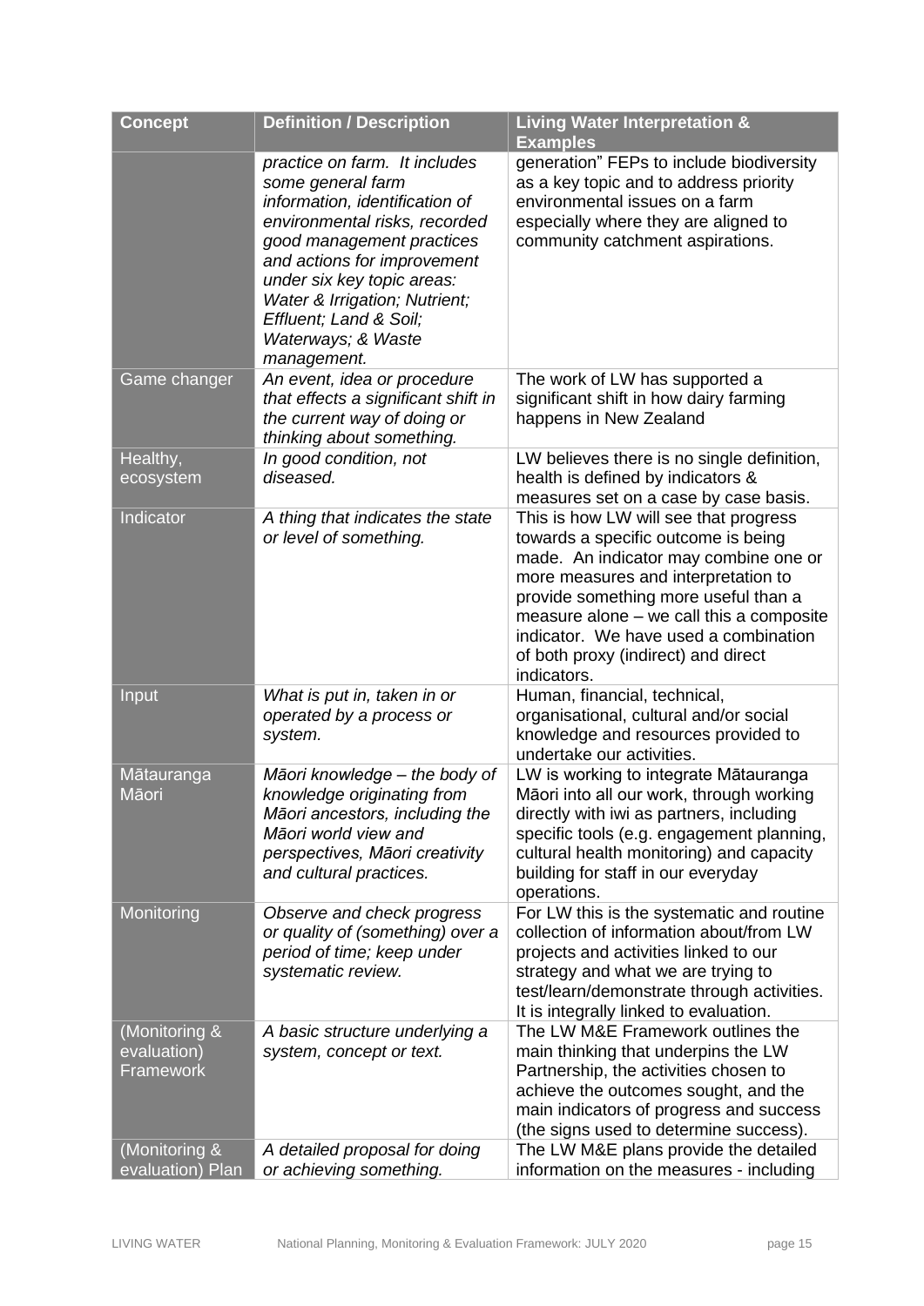| Concept | Definition / Description | Living Water Interpretation & Examples |
| --- | --- | --- |
| | *practice on farm. It includes some general farm information, identification of environmental risks, recorded good management practices and actions for improvement under six key topic areas: Water & Irrigation; Nutrient; Effluent; Land & Soil; Waterways; & Waste management.* | generation" FEPs to include biodiversity as a key topic and to address priority environmental issues on a farm especially where they are aligned to community catchment aspirations. |
| Game changer | *An event, idea or procedure that effects a significant shift in the current way of doing or thinking about something.* | The work of LW has supported a significant shift in how dairy farming happens in New Zealand |
| Healthy, ecosystem | *In good condition, not diseased.* | LW believes there is no single definition, health is defined by indicators & measures set on a case by case basis. |
| Indicator | *A thing that indicates the state or level of something.* | This is how LW will see that progress towards a specific outcome is being made. An indicator may combine one or more measures and interpretation to provide something more useful than a measure alone – we call this a composite indicator. We have used a combination of both proxy (indirect) and direct indicators. |
| Input | *What is put in, taken in or operated by a process or system.* | Human, financial, technical, organisational, cultural and/or social knowledge and resources provided to undertake our activities. |
| Mātauranga Māori | *Māori knowledge – the body of knowledge originating from Māori ancestors, including the Māori world view and perspectives, Māori creativity and cultural practices.* | LW is working to integrate Mātauranga Māori into all our work, through working directly with iwi as partners, including specific tools (e.g. engagement planning, cultural health monitoring) and capacity building for staff in our everyday operations. |
| Monitoring | *Observe and check progress or quality of (something) over a period of time; keep under systematic review.* | For LW this is the systematic and routine collection of information about/from LW projects and activities linked to our strategy and what we are trying to test/learn/demonstrate through activities. It is integrally linked to evaluation. |
| (Monitoring & evaluation) Framework | *A basic structure underlying a system, concept or text.* | The LW M&E Framework outlines the main thinking that underpins the LW Partnership, the activities chosen to achieve the outcomes sought, and the main indicators of progress and success (the signs used to determine success). |
| (Monitoring & evaluation) Plan | *A detailed proposal for doing or achieving something.* | The LW M&E plans provide the detailed information on the measures - including |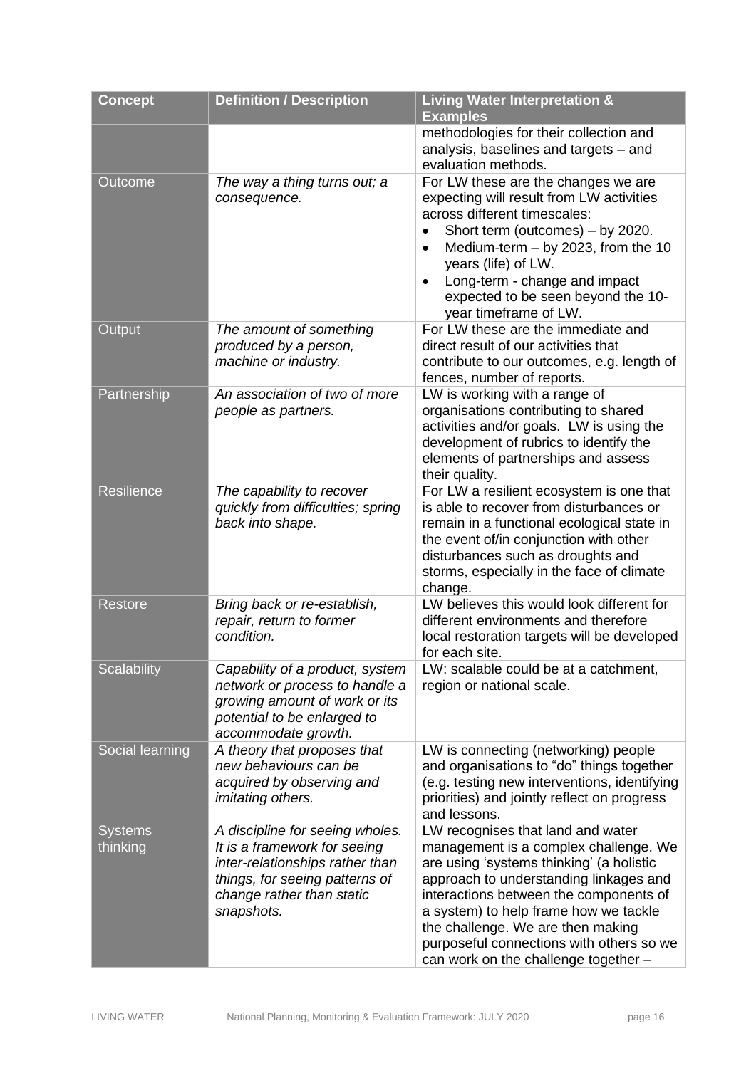| Concept | Definition / Description | Living Water Interpretation & Examples |
|---|---|---|
| | | methodologies for their collection and analysis, baselines and targets – and evaluation methods. |
| Outcome | *The way a thing turns out; a consequence.* | For LW these are the changes we are expecting will result from LW activities across different timescales:<br>• Short term (outcomes) – by 2020.<br>• Medium-term – by 2023, from the 10 years (life) of LW.<br>• Long-term - change and impact expected to be seen beyond the 10-year timeframe of LW. |
| Output | *The amount of something produced by a person, machine or industry.* | For LW these are the immediate and direct result of our activities that contribute to our outcomes, e.g. length of fences, number of reports. |
| Partnership | *An association of two of more people as partners.* | LW is working with a range of organisations contributing to shared activities and/or goals. LW is using the development of rubrics to identify the elements of partnerships and assess their quality. |
| Resilience | *The capability to recover quickly from difficulties; spring back into shape.* | For LW a resilient ecosystem is one that is able to recover from disturbances or remain in a functional ecological state in the event of/in conjunction with other disturbances such as droughts and storms, especially in the face of climate change. |
| Restore | *Bring back or re-establish, repair, return to former condition.* | LW believes this would look different for different environments and therefore local restoration targets will be developed for each site. |
| Scalability | *Capability of a product, system network or process to handle a growing amount of work or its potential to be enlarged to accommodate growth.* | LW: scalable could be at a catchment, region or national scale. |
| Social learning | *A theory that proposes that new behaviours can be acquired by observing and imitating others.* | LW is connecting (networking) people and organisations to "do" things together (e.g. testing new interventions, identifying priorities) and jointly reflect on progress and lessons. |
| Systems thinking | *A discipline for seeing wholes. It is a framework for seeing inter-relationships rather than things, for seeing patterns of change rather than static snapshots.* | LW recognises that land and water management is a complex challenge. We are using 'systems thinking' (a holistic approach to understanding linkages and interactions between the components of a system) to help frame how we tackle the challenge. We are then making purposeful connections with others so we can work on the challenge together – |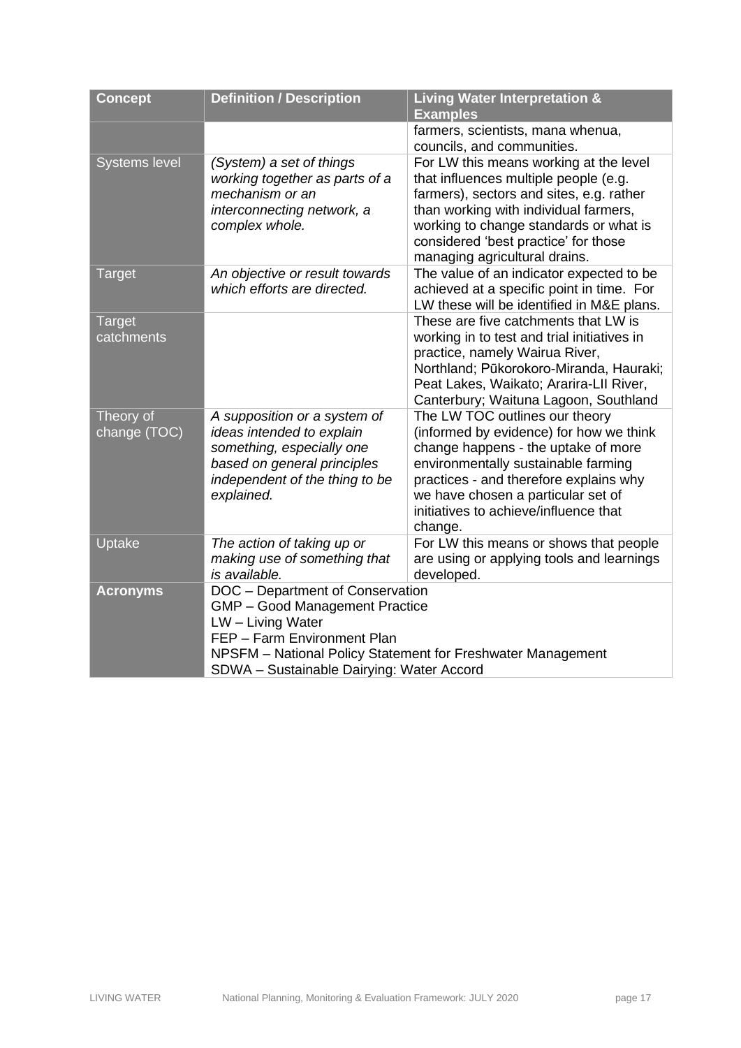| Concept | Definition / Description | Living Water Interpretation & Examples |
|---|---|---|
| | | farmers, scientists, mana whenua, councils, and communities. |
| Systems level | *(System) a set of things working together as parts of a mechanism or an interconnecting network, a complex whole.* | For LW this means working at the level that influences multiple people (e.g. farmers), sectors and sites, e.g. rather than working with individual farmers, working to change standards or what is considered 'best practice' for those managing agricultural drains. |
| Target | *An objective or result towards which efforts are directed.* | The value of an indicator expected to be achieved at a specific point in time. For LW these will be identified in M&E plans. |
| Target catchments | | These are five catchments that LW is working in to test and trial initiatives in practice, namely Wairua River, Northland; Pūkorokoro-Miranda, Hauraki; Peat Lakes, Waikato; Ararira-LII River, Canterbury; Waituna Lagoon, Southland |
| Theory of change (TOC) | *A supposition or a system of ideas intended to explain something, especially one based on general principles independent of the thing to be explained.* | The LW TOC outlines our theory (informed by evidence) for how we think change happens - the uptake of more environmentally sustainable farming practices - and therefore explains why we have chosen a particular set of initiatives to achieve/influence that change. |
| Uptake | *The action of taking up or making use of something that is available.* | For LW this means or shows that people are using or applying tools and learnings developed. |
| **Acronyms** | DOC – Department of Conservation<br>GMP – Good Management Practice<br>LW – Living Water<br>FEP – Farm Environment Plan<br>NPSFM – National Policy Statement for Freshwater Management<br>SDWA – Sustainable Dairying: Water Accord | |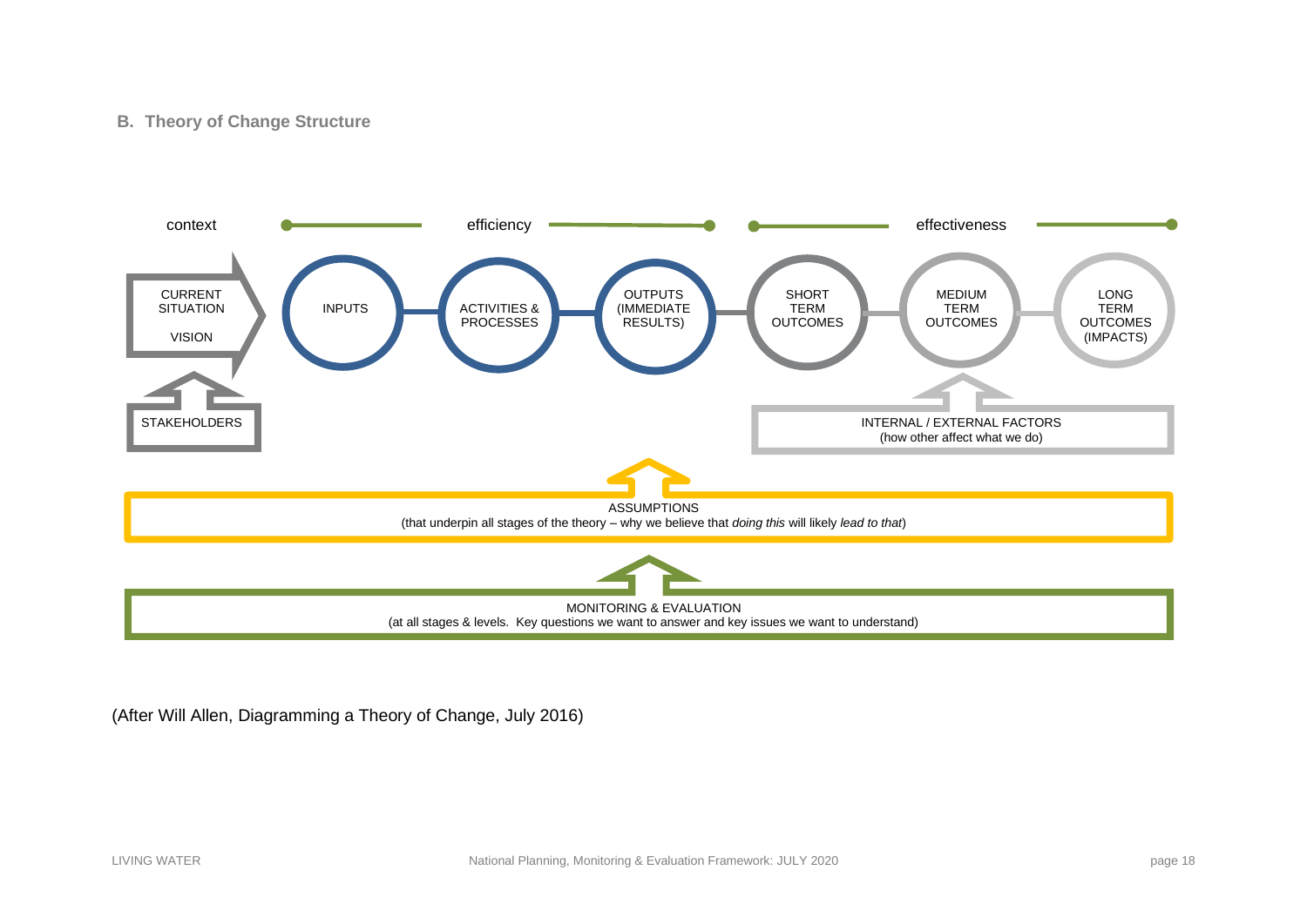## B. Theory of Change Structure

context — efficiency — effectiveness

CURRENT SITUATION

VISION

STAKEHOLDERS

INPUTS → ACTIVITIES & PROCESSES → OUTPUTS (IMMEDIATE RESULTS) → SHORT TERM OUTCOMES → MEDIUM TERM OUTCOMES → LONG TERM OUTCOMES (IMPACTS)

INTERNAL / EXTERNAL FACTORS
(how other affect what we do)

ASSUMPTIONS
(that underpin all stages of the theory – why we believe that *doing this* will likely *lead to that*)

MONITORING & EVALUATION
(at all stages & levels. Key questions we want to answer and key issues we want to understand)

(After Will Allen, Diagramming a Theory of Change, July 2016)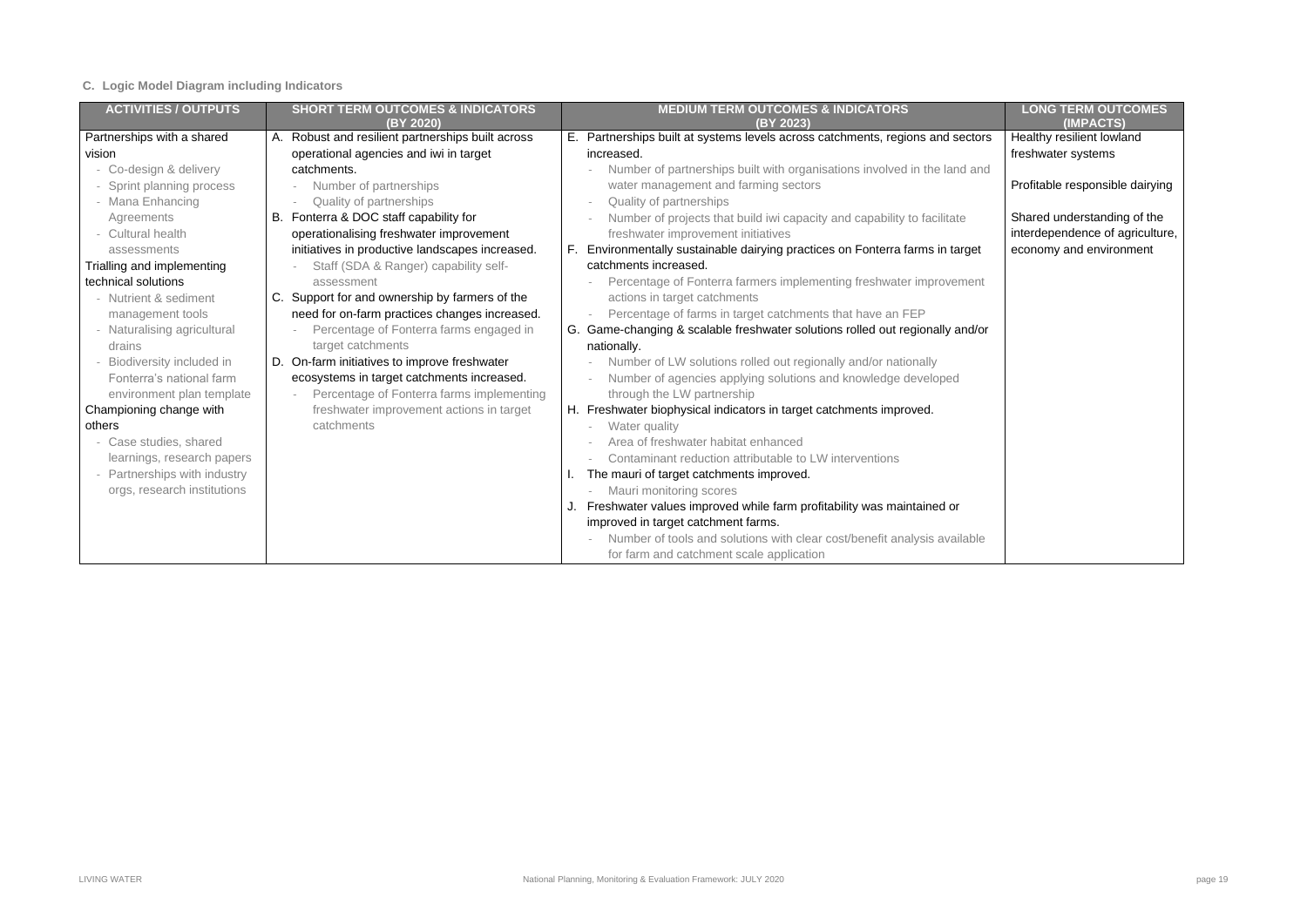### C. Logic Model Diagram including Indicators

| ACTIVITIES / OUTPUTS | SHORT TERM OUTCOMES & INDICATORS (BY 2020) | MEDIUM TERM OUTCOMES & INDICATORS (BY 2023) | LONG TERM OUTCOMES (IMPACTS) |
|---|---|---|---|
| Partnerships with a shared vision<br>- Co-design & delivery<br>- Sprint planning process<br>- Mana Enhancing Agreements<br>- Cultural health assessments<br>Trialling and implementing technical solutions<br>- Nutrient & sediment management tools<br>- Naturalising agricultural drains<br>- Biodiversity included in Fonterra's national farm environment plan template<br>Championing change with others<br>- Case studies, shared learnings, research papers<br>- Partnerships with industry orgs, research institutions | A. Robust and resilient partnerships built across operational agencies and iwi in target catchments.<br>- Number of partnerships<br>- Quality of partnerships<br>B. Fonterra & DOC staff capability for operationalising freshwater improvement initiatives in productive landscapes increased.<br>- Staff (SDA & Ranger) capability self-assessment<br>C. Support for and ownership by farmers of the need for on-farm practices changes increased.<br>- Percentage of Fonterra farms engaged in target catchments<br>D. On-farm initiatives to improve freshwater ecosystems in target catchments increased.<br>- Percentage of Fonterra farms implementing freshwater improvement actions in target catchments | E. Partnerships built at systems levels across catchments, regions and sectors increased.<br>- Number of partnerships built with organisations involved in the land and water management and farming sectors<br>- Quality of partnerships<br>- Number of projects that build iwi capacity and capability to facilitate freshwater improvement initiatives<br>F. Environmentally sustainable dairying practices on Fonterra farms in target catchments increased.<br>- Percentage of Fonterra farmers implementing freshwater improvement actions in target catchments<br>- Percentage of farms in target catchments that have an FEP<br>G. Game-changing & scalable freshwater solutions rolled out regionally and/or nationally.<br>- Number of LW solutions rolled out regionally and/or nationally<br>- Number of agencies applying solutions and knowledge developed through the LW partnership<br>H. Freshwater biophysical indicators in target catchments improved.<br>- Water quality<br>- Area of freshwater habitat enhanced<br>- Contaminant reduction attributable to LW interventions<br>I. The mauri of target catchments improved.<br>- Mauri monitoring scores<br>J. Freshwater values improved while farm profitability was maintained or improved in target catchment farms.<br>- Number of tools and solutions with clear cost/benefit analysis available for farm and catchment scale application | Healthy resilient lowland freshwater systems<br><br>Profitable responsible dairying<br><br>Shared understanding of the interdependence of agriculture, economy and environment |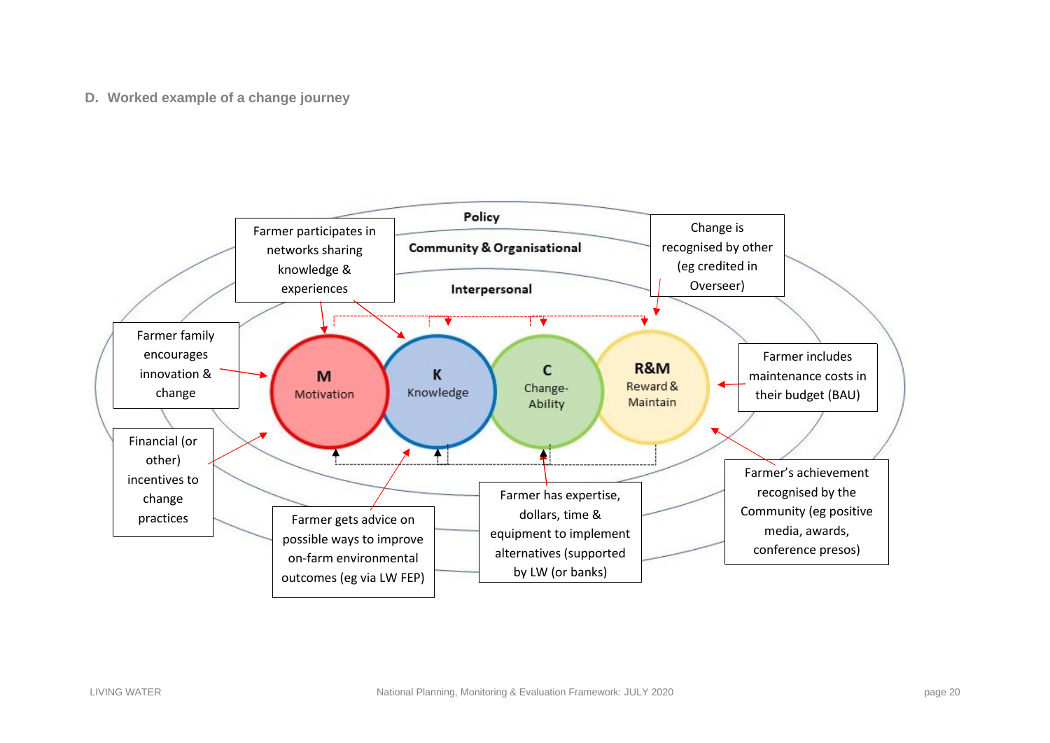## D. Worked example of a change journey

Policy

Community & Organisational

Interpersonal

Farmer participates in networks sharing knowledge & experiences

Change is recognised by other (eg credited in Overseer)

Farmer family encourages innovation & change

M Motivation

K Knowledge

C Change-Ability

R&M Reward & Maintain

Farmer includes maintenance costs in their budget (BAU)

Financial (or other) incentives to change practices

Farmer gets advice on possible ways to improve on-farm environmental outcomes (eg via LW FEP)

Farmer has expertise, dollars, time & equipment to implement alternatives (supported by LW (or banks)

Farmer's achievement recognised by the Community (eg positive media, awards, conference presos)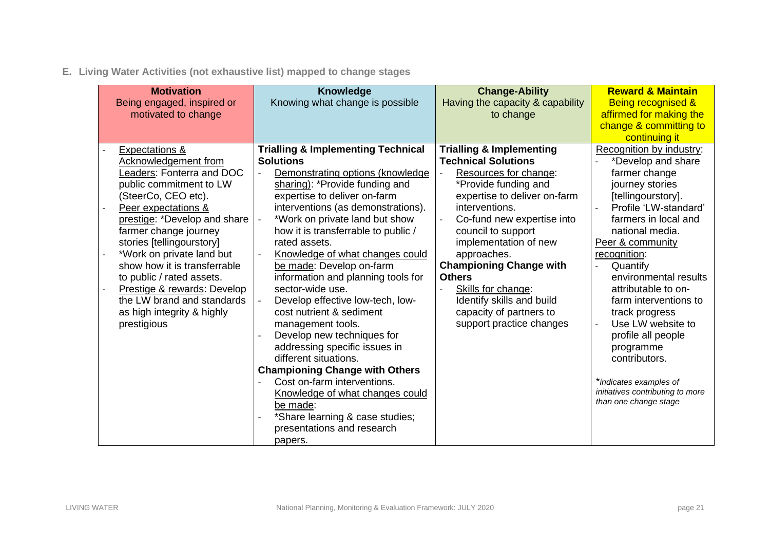**E. Living Water Activities (not exhaustive list) mapped to change stages**

| **Motivation**<br>Being engaged, inspired or motivated to change | **Knowledge**<br>Knowing what change is possible | **Change-Ability**<br>Having the capacity & capability to change | **Reward & Maintain**<br>Being recognised & affirmed for making the change & committing to continuing it |
|---|---|---|---|
| - Expectations & Acknowledgement from Leaders: Fonterra and DOC public commitment to LW (SteerCo, CEO etc).<br>- Peer expectations & prestige: *Develop and share farmer change journey stories [tellingourstory]<br>- *Work on private land but show how it is transferrable to public / rated assets.<br>- Prestige & rewards: Develop the LW brand and standards as high integrity & highly prestigious | **Trialling & Implementing Technical Solutions**<br>- Demonstrating options (knowledge sharing): *Provide funding and expertise to deliver on-farm interventions (as demonstrations).<br>- *Work on private land but show how it is transferrable to public / rated assets.<br>- Knowledge of what changes could be made: Develop on-farm information and planning tools for sector-wide use.<br>- Develop effective low-tech, low-cost nutrient & sediment management tools.<br>- Develop new techniques for addressing specific issues in different situations.<br>**Championing Change with Others**<br>- Cost on-farm interventions.<br>Knowledge of what changes could be made:<br>- *Share learning & case studies; presentations and research papers. | **Trialling & Implementing Technical Solutions**<br>- Resources for change: *Provide funding and expertise to deliver on-farm interventions.<br>- Co-fund new expertise into council to support implementation of new approaches.<br>**Championing Change with Others**<br>- Skills for change: Identify skills and build capacity of partners to support practice changes | Recognition by industry:<br>- *Develop and share farmer change journey stories [tellingourstory].<br>- Profile 'LW-standard' farmers in local and national media.<br>Peer & community recognition:<br>- Quantify environmental results attributable to on-farm interventions to track progress<br>- Use LW website to profile all people programme contributors.<br><br>*\*indicates examples of initiatives contributing to more than one change stage* |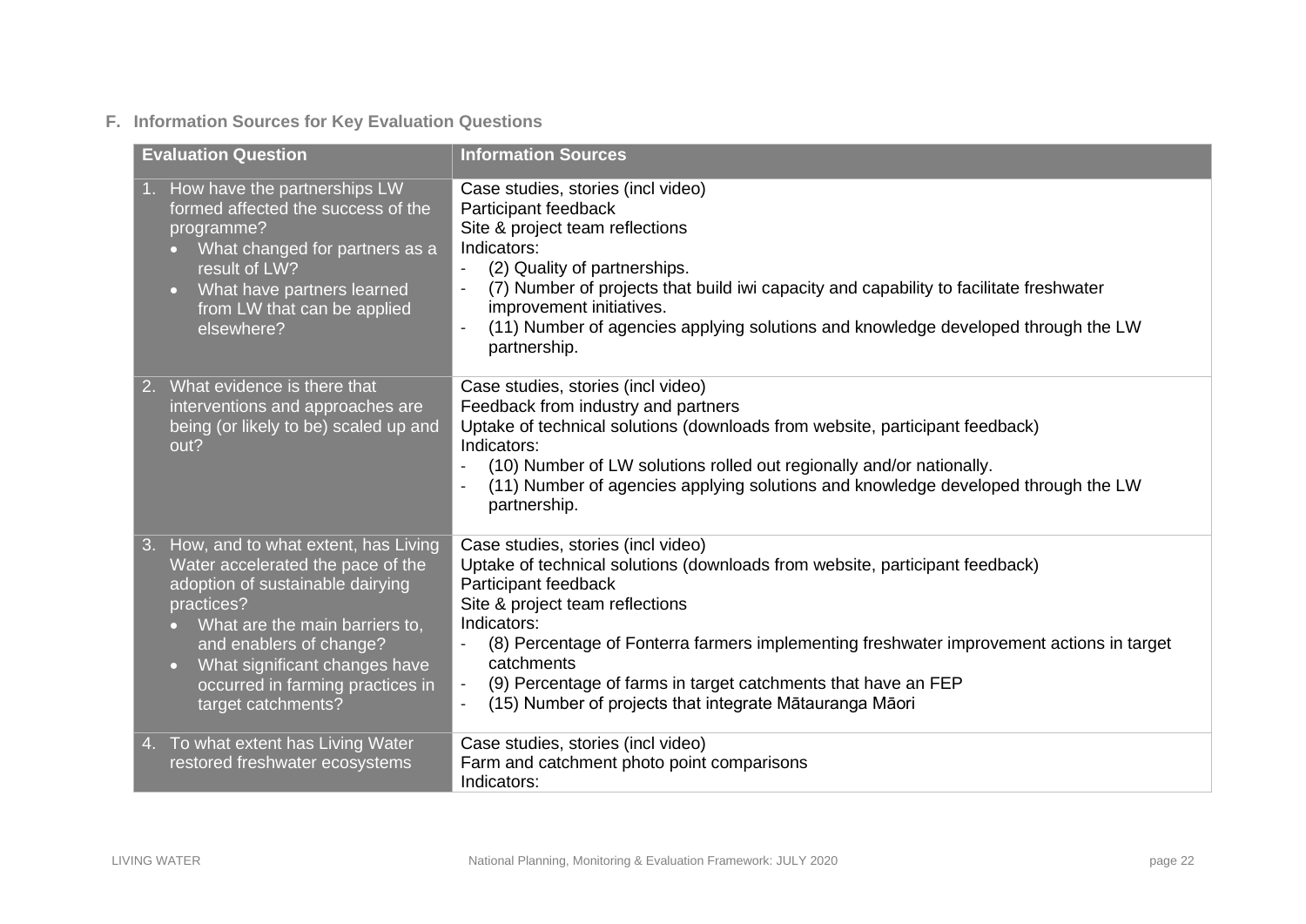## F. Information Sources for Key Evaluation Questions

| Evaluation Question | Information Sources |
|---|---|
| 1. How have the partnerships LW formed affected the success of the programme?<br>• What changed for partners as a result of LW?<br>• What have partners learned from LW that can be applied elsewhere? | Case studies, stories (incl video)<br>Participant feedback<br>Site & project team reflections<br>Indicators:<br>- (2) Quality of partnerships.<br>- (7) Number of projects that build iwi capacity and capability to facilitate freshwater improvement initiatives.<br>- (11) Number of agencies applying solutions and knowledge developed through the LW partnership. |
| 2. What evidence is there that interventions and approaches are being (or likely to be) scaled up and out? | Case studies, stories (incl video)<br>Feedback from industry and partners<br>Uptake of technical solutions (downloads from website, participant feedback)<br>Indicators:<br>- (10) Number of LW solutions rolled out regionally and/or nationally.<br>- (11) Number of agencies applying solutions and knowledge developed through the LW partnership. |
| 3. How, and to what extent, has Living Water accelerated the pace of the adoption of sustainable dairying practices?<br>• What are the main barriers to, and enablers of change?<br>• What significant changes have occurred in farming practices in target catchments? | Case studies, stories (incl video)<br>Uptake of technical solutions (downloads from website, participant feedback)<br>Participant feedback<br>Site & project team reflections<br>Indicators:<br>- (8) Percentage of Fonterra farmers implementing freshwater improvement actions in target catchments<br>- (9) Percentage of farms in target catchments that have an FEP<br>- (15) Number of projects that integrate Mātauranga Māori |
| 4. To what extent has Living Water restored freshwater ecosystems | Case studies, stories (incl video)<br>Farm and catchment photo point comparisons<br>Indicators: |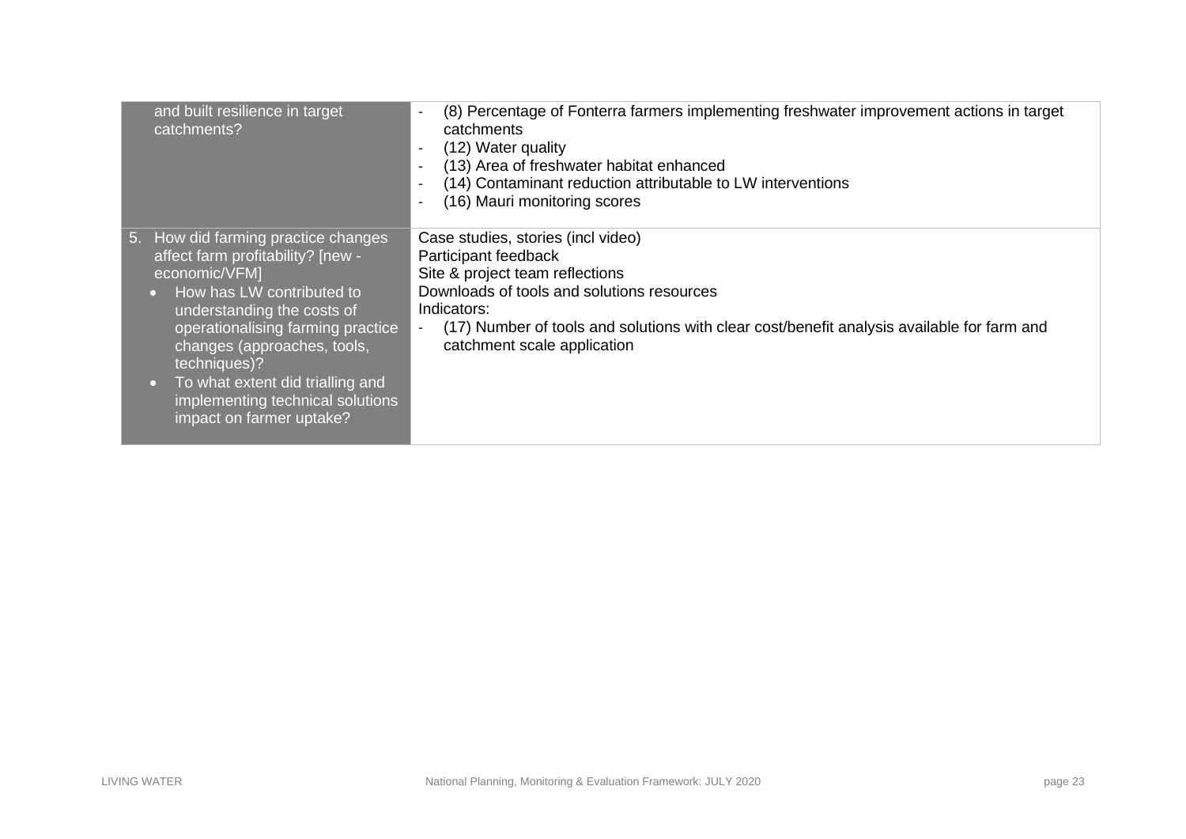| | |
|---|---|
| and built resilience in target catchments? | - (8) Percentage of Fonterra farmers implementing freshwater improvement actions in target catchments<br>- (12) Water quality<br>- (13) Area of freshwater habitat enhanced<br>- (14) Contaminant reduction attributable to LW interventions<br>- (16) Mauri monitoring scores |
| 5. How did farming practice changes affect farm profitability? [new - economic/VFM]<br>• How has LW contributed to understanding the costs of operationalising farming practice changes (approaches, tools, techniques)?<br>• To what extent did trialling and implementing technical solutions impact on farmer uptake? | Case studies, stories (incl video)<br>Participant feedback<br>Site & project team reflections<br>Downloads of tools and solutions resources<br>Indicators:<br>- (17) Number of tools and solutions with clear cost/benefit analysis available for farm and catchment scale application |